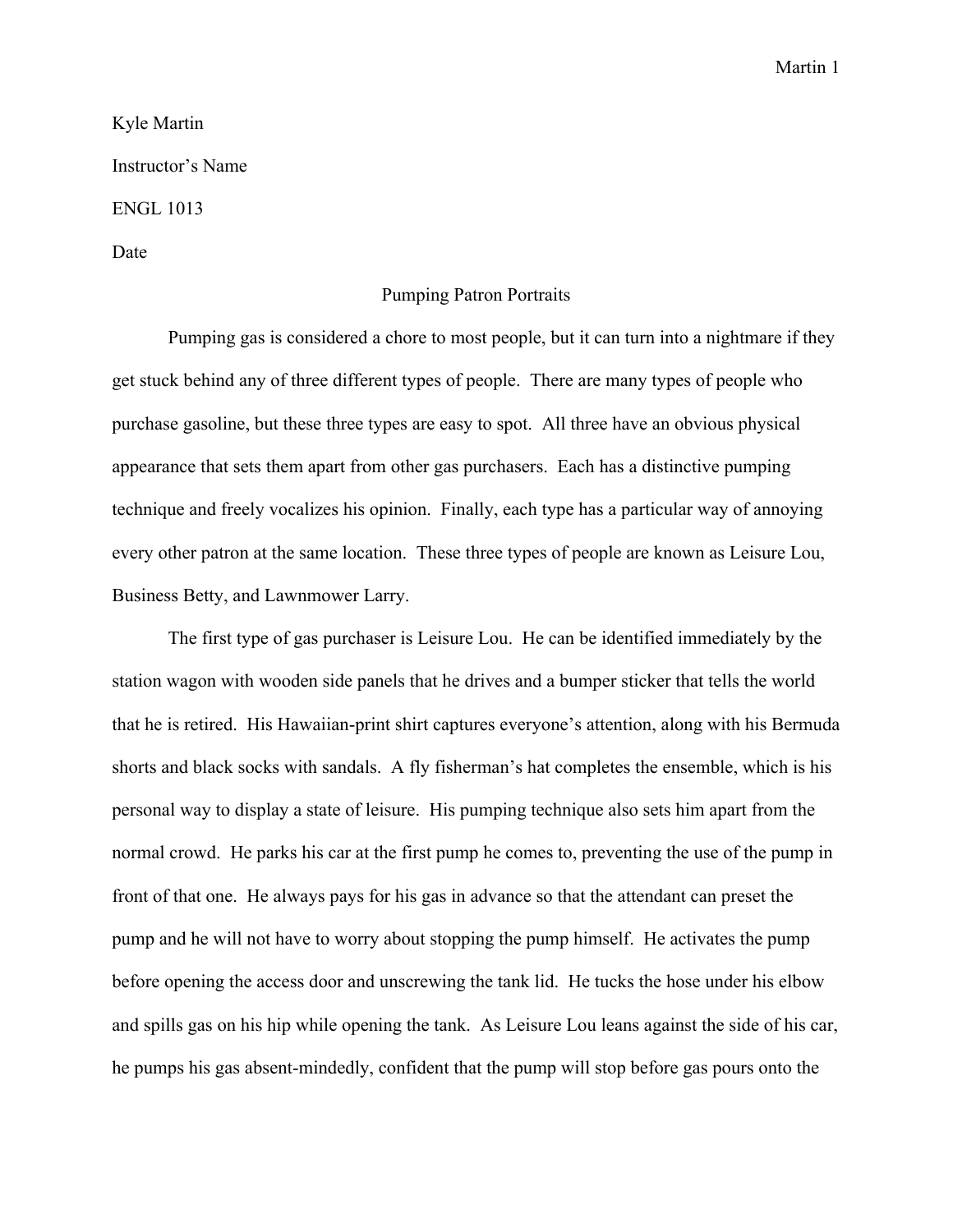Kyle Martin

Instructor's Name

ENGL 1013

Date

# Pumping Patron Portraits

Pumping gas is considered a chore to most people, but it can turn into a nightmare if they get stuck behind any of three different types of people. There are many types of people who purchase gasoline, but these three types are easy to spot. All three have an obvious physical appearance that sets them apart from other gas purchasers. Each has a distinctive pumping technique and freely vocalizes his opinion. Finally, each type has a particular way of annoying every other patron at the same location. These three types of people are known as Leisure Lou, Business Betty, and Lawnmower Larry.

The first type of gas purchaser is Leisure Lou. He can be identified immediately by the station wagon with wooden side panels that he drives and a bumper sticker that tells the world that he is retired. His Hawaiian-print shirt captures everyone's attention, along with his Bermuda shorts and black socks with sandals. A fly fisherman's hat completes the ensemble, which is his personal way to display a state of leisure. His pumping technique also sets him apart from the normal crowd. He parks his car at the first pump he comes to, preventing the use of the pump in front of that one. He always pays for his gas in advance so that the attendant can preset the pump and he will not have to worry about stopping the pump himself. He activates the pump before opening the access door and unscrewing the tank lid. He tucks the hose under his elbow and spills gas on his hip while opening the tank. As Leisure Lou leans against the side of his car, he pumps his gas absent-mindedly, confident that the pump will stop before gas pours onto the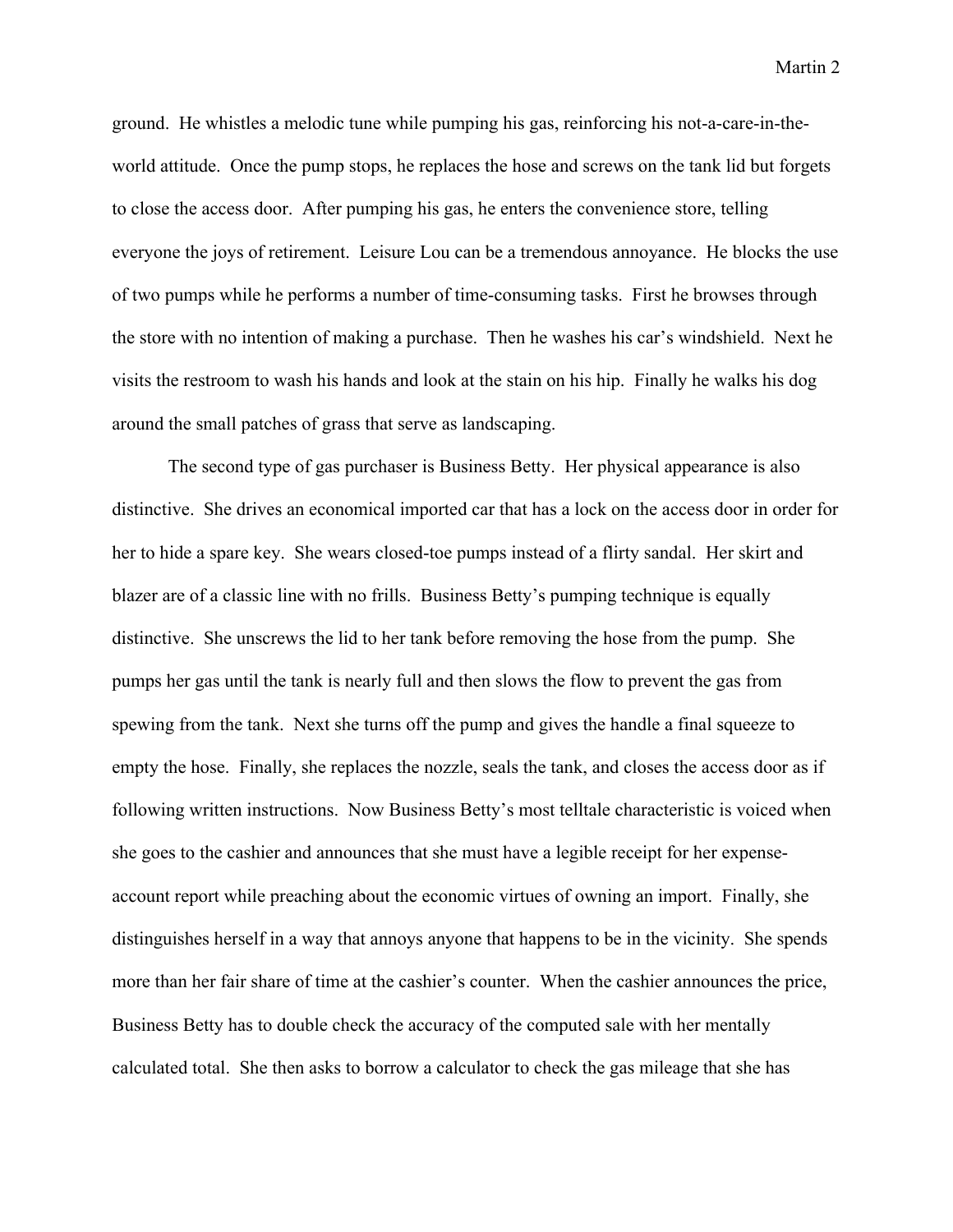ground. He whistles a melodic tune while pumping his gas, reinforcing his not-a-care-in-the-world attitude. Once the pump stops, he replaces the hose and screws on the tank lid but forgets to close the access door. After pumping his gas, he enters the convenience store, telling everyone the joys of retirement. Leisure Lou can be a tremendous annoyance. He blocks the use of two pumps while he performs a number of time-consuming tasks. First he browses through the store with no intention of making a purchase. Then he washes his car's windshield. Next he visits the restroom to wash his hands and look at the stain on his hip. Finally he walks his dog around the small patches of grass that serve as landscaping.

The second type of gas purchaser is Business Betty. Her physical appearance is also distinctive. She drives an economical imported car that has a lock on the access door in order for her to hide a spare key. She wears closed-toe pumps instead of a flirty sandal. Her skirt and blazer are of a classic line with no frills. Business Betty's pumping technique is equally distinctive. She unscrews the lid to her tank before removing the hose from the pump. She pumps her gas until the tank is nearly full and then slows the flow to prevent the gas from spewing from the tank. Next she turns off the pump and gives the handle a final squeeze to empty the hose. Finally, she replaces the nozzle, seals the tank, and closes the access door as if following written instructions. Now Business Betty's most telltale characteristic is voiced when she goes to the cashier and announces that she must have a legible receipt for her expense-account report while preaching about the economic virtues of owning an import. Finally, she distinguishes herself in a way that annoys anyone that happens to be in the vicinity. She spends more than her fair share of time at the cashier's counter. When the cashier announces the price, Business Betty has to double check the accuracy of the computed sale with her mentally calculated total. She then asks to borrow a calculator to check the gas mileage that she has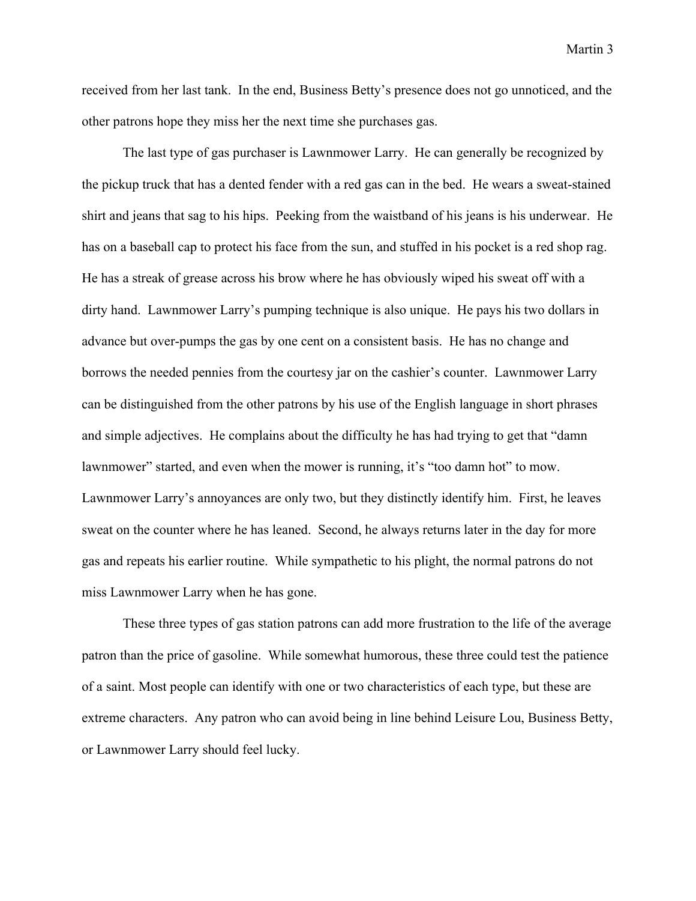received from her last tank. In the end, Business Betty's presence does not go unnoticed, and the other patrons hope they miss her the next time she purchases gas.

The last type of gas purchaser is Lawnmower Larry. He can generally be recognized by the pickup truck that has a dented fender with a red gas can in the bed. He wears a sweat-stained shirt and jeans that sag to his hips. Peeking from the waistband of his jeans is his underwear. He has on a baseball cap to protect his face from the sun, and stuffed in his pocket is a red shop rag. He has a streak of grease across his brow where he has obviously wiped his sweat off with a dirty hand. Lawnmower Larry's pumping technique is also unique. He pays his two dollars in advance but over-pumps the gas by one cent on a consistent basis. He has no change and borrows the needed pennies from the courtesy jar on the cashier's counter. Lawnmower Larry can be distinguished from the other patrons by his use of the English language in short phrases and simple adjectives. He complains about the difficulty he has had trying to get that "damn lawnmower" started, and even when the mower is running, it's "too damn hot" to mow. Lawnmower Larry's annoyances are only two, but they distinctly identify him. First, he leaves sweat on the counter where he has leaned. Second, he always returns later in the day for more gas and repeats his earlier routine. While sympathetic to his plight, the normal patrons do not miss Lawnmower Larry when he has gone.

These three types of gas station patrons can add more frustration to the life of the average patron than the price of gasoline. While somewhat humorous, these three could test the patience of a saint. Most people can identify with one or two characteristics of each type, but these are extreme characters. Any patron who can avoid being in line behind Leisure Lou, Business Betty, or Lawnmower Larry should feel lucky.